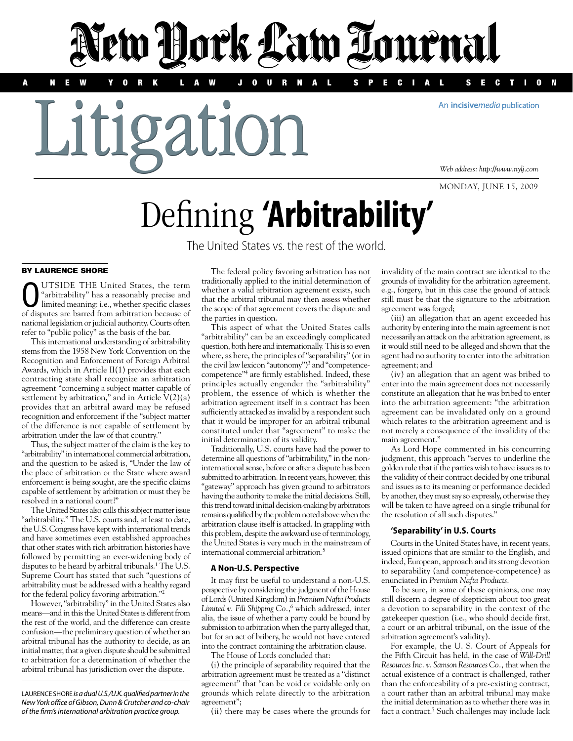# New York Law Journal

A NEW YORK LAW JOURNAL SPECIAL SECTION

# Litigation

An incisivemedia publication

Web address: http://www.nylj.com

MONDAY, JUNE 15, 2009

# Defining 'Arbitrability'

The United States vs. the rest of the world.

**BY LAURENCE SHORE**

OUTSIDE THE United States, the term "arbitrability" has a reasonably precise and limited meaning: i.e., whether specific classes of disputes are barred from arbitration because of national legislation or judicial authority. Courts often refer to "public policy" as the basis of the bar.

This international understanding of arbitrability stems from the 1958 New York Convention on the Recognition and Enforcement of Foreign Arbitral Awards, which in Article II(1) provides that each contracting state shall recognize an arbitration agreement "concerning a subject matter capable of settlement by arbitration," and in Article V(2)(a) provides that an arbitral award may be refused recognition and enforcement if the "subject matter of the difference is not capable of settlement by arbitration under the law of that country."

Thus, the subject matter of the claim is the key to "arbitrability" in international commercial arbitration, and the question to be asked is, "Under the law of the place of arbitration or the State where award enforcement is being sought, are the specific claims capable of settlement by arbitration or must they be resolved in a national court?"

The United States also calls this subject matter issue "arbitrability." The U.S. courts and, at least to date, the U.S. Congress have kept with international trends and have sometimes even established approaches that other states with rich arbitration histories have followed by permitting an ever-widening body of disputes to be heard by arbitral tribunals.[1] The U.S. Supreme Court has stated that such "questions of arbitrability must be addressed with a healthy regard for the federal policy favoring arbitration."[2]

However, "arbitrability" in the United States also means—and in this the United States is different from the rest of the world, and the difference can create confusion—the preliminary question of whether an arbitral tribunal has the authority to decide, as an initial matter, that a given dispute should be submitted to arbitration for a determination of whether the arbitral tribunal has jurisdiction over the dispute.

LAURENCE SHORE *is a dual U.S./U.K. qualified partner in the New York office of Gibson, Dunn & Crutcher and co-chair of the firm's international arbitration practice group.*

The federal policy favoring arbitration has not traditionally applied to the initial determination of whether a valid arbitration agreement exists, such that the arbitral tribunal may then assess whether the scope of that agreement covers the dispute and the parties in question.

This aspect of what the United States calls "arbitrability" can be an exceedingly complicated question, both here and internationally. This is so even where, as here, the principles of "separability" (or in the civil law lexicon "autonomy")[3] and "competence-competence"[4] are firmly established. Indeed, these principles actually engender the "arbitrability" problem, the essence of which is whether the arbitration agreement itself in a contract has been sufficiently attacked as invalid by a respondent such that it would be improper for an arbitral tribunal constituted under that "agreement" to make the initial determination of its validity.

Traditionally, U.S. courts have had the power to determine all questions of "arbitrability," in the non-international sense, before or after a dispute has been submitted to arbitration. In recent years, however, this "gateway" approach has given ground to arbitrators having the authority to make the initial decisions. Still, this trend toward initial decision-making by arbitrators remains qualified by the problem noted above when the arbitration clause itself is attacked. In grappling with this problem, despite the awkward use of terminology, the United States is very much in the mainstream of international commercial arbitration.[5]

### A Non-U.S. Perspective

It may first be useful to understand a non-U.S. perspective by considering the judgment of the House of Lords (United Kingdom) in *Premium Nafta Products Limited v. Fili Shipping Co.*,[6] which addressed, inter alia, the issue of whether a party could be bound by submission to arbitration when the party alleged that, but for an act of bribery, he would not have entered into the contract containing the arbitration clause.

The House of Lords concluded that:

(i) the principle of separability required that the arbitration agreement must be treated as a "distinct agreement" that "can be void or voidable only on grounds which relate directly to the arbitration agreement";

(ii) there may be cases where the grounds for invalidity of the main contract are identical to the grounds of invalidity for the arbitration agreement, e.g., forgery, but in this case the ground of attack still must be that the signature to the arbitration agreement was forged;

(iii) an allegation that an agent exceeded his authority by entering into the main agreement is not necessarily an attack on the arbitration agreement, as it would still need to be alleged and shown that the agent had no authority to enter into the arbitration agreement; and

(iv) an allegation that an agent was bribed to enter into the main agreement does not necessarily constitute an allegation that he was bribed to enter into the arbitration agreement: "the arbitration agreement can be invalidated only on a ground which relates to the arbitration agreement and is not merely a consequence of the invalidity of the main agreement."

As Lord Hope commented in his concurring judgment, this approach "serves to underline the golden rule that if the parties wish to have issues as to the validity of their contract decided by one tribunal and issues as to its meaning or performance decided by another, they must say so expressly, otherwise they will be taken to have agreed on a single tribunal for the resolution of all such disputes."

### 'Separability' in U.S. Courts

Courts in the United States have, in recent years, issued opinions that are similar to the English, and indeed, European, approach and its strong devotion to separability (and competence-competence) as enunciated in *Premium Nafta Products*.

To be sure, in some of these opinions, one may still discern a degree of skepticism about too great a devotion to separability in the context of the gatekeeper question (i.e., who should decide first, a court or an arbitral tribunal, on the issue of the arbitration agreement's validity).

For example, the U. S. Court of Appeals for the Fifth Circuit has held, in the case of *Will-Drill Resources Inc. v. Samson Resources Co.*, that when the actual existence of a contract is challenged, rather than the enforceability of a pre-existing contract, a court rather than an arbitral tribunal may make the initial determination as to whether there was in fact a contract.[7] Such challenges may include lack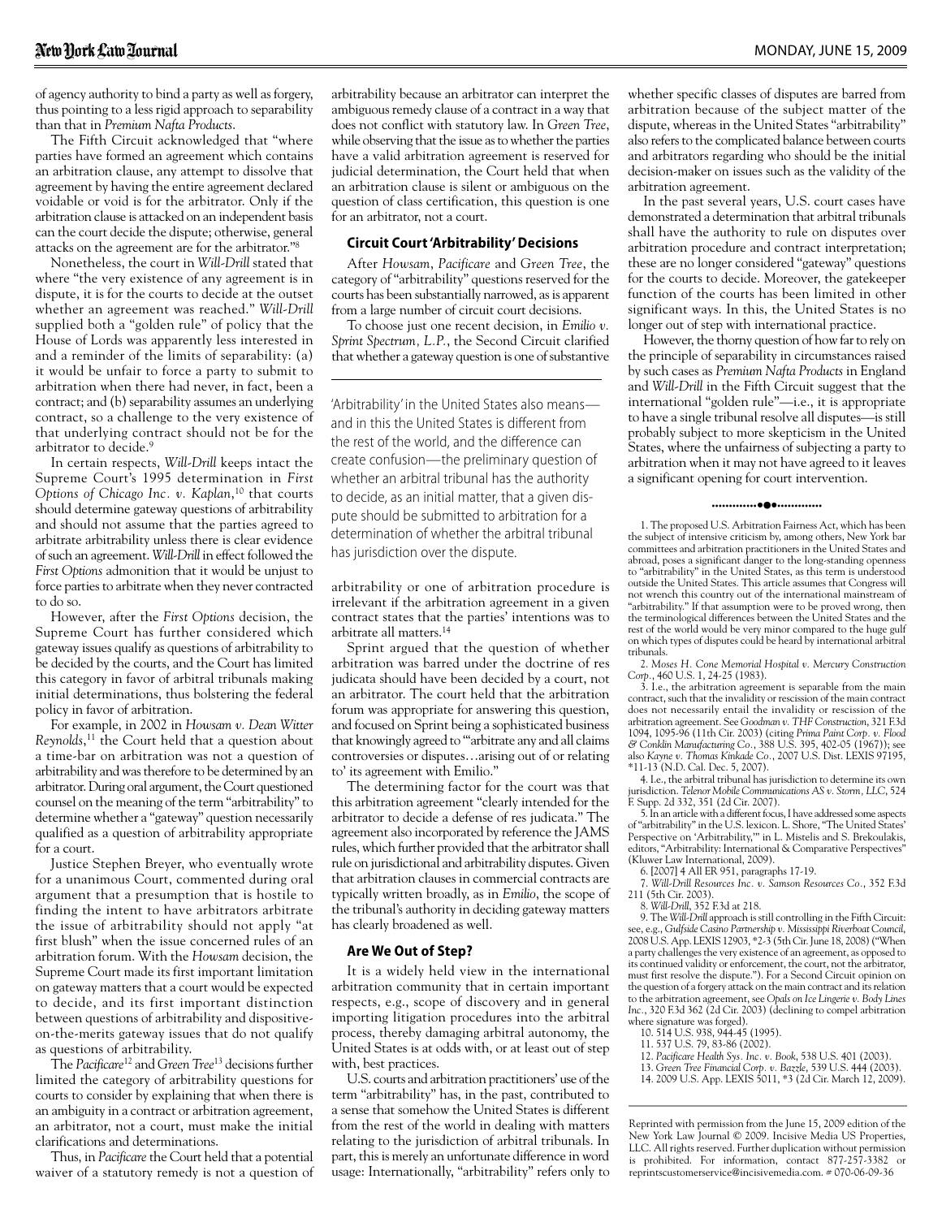of agency authority to bind a party as well as forgery, thus pointing to a less rigid approach to separability than that in *Premium Nafta Products*.

The Fifth Circuit acknowledged that "where parties have formed an agreement which contains an arbitration clause, any attempt to dissolve that agreement by having the entire agreement declared voidable or void is for the arbitrator. Only if the arbitration clause is attacked on an independent basis can the court decide the dispute; otherwise, general attacks on the agreement are for the arbitrator."[8]

Nonetheless, the court in *Will-Drill* stated that where "the very existence of any agreement is in dispute, it is for the courts to decide at the outset whether an agreement was reached." *Will-Drill* supplied both a "golden rule" of policy that the House of Lords was apparently less interested in and a reminder of the limits of separability: (a) it would be unfair to force a party to submit to arbitration when there had never, in fact, been a contract; and (b) separability assumes an underlying contract, so a challenge to the very existence of that underlying contract should not be for the arbitrator to decide.[9]

In certain respects, *Will-Drill* keeps intact the Supreme Court's 1995 determination in *First Options of Chicago Inc. v. Kaplan*,[10] that courts should determine gateway questions of arbitrability and should not assume that the parties agreed to arbitrate arbitrability unless there is clear evidence of such an agreement. *Will-Drill* in effect followed the *First Options* admonition that it would be unjust to force parties to arbitrate when they never contracted to do so.

However, after the *First Options* decision, the Supreme Court has further considered which gateway issues qualify as questions of arbitrability to be decided by the courts, and the Court has limited this category in favor of arbitral tribunals making initial determinations, thus bolstering the federal policy in favor of arbitration.

For example, in 2002 in *Howsam v. Dean Witter Reynolds*,[11] the Court held that a question about a time-bar on arbitration was not a question of arbitrability and was therefore to be determined by an arbitrator. During oral argument, the Court questioned counsel on the meaning of the term "arbitrability" to determine whether a "gateway" question necessarily qualified as a question of arbitrability appropriate for a court.

Justice Stephen Breyer, who eventually wrote for a unanimous Court, commented during oral argument that a presumption that is hostile to finding the intent to have arbitrators arbitrate the issue of arbitrability should not apply "at first blush" when the issue concerned rules of an arbitration forum. With the *Howsam* decision, the Supreme Court made its first important limitation on gateway matters that a court would be expected to decide, and its first important distinction between questions of arbitrability and dispositive-on-the-merits gateway issues that do not qualify as questions of arbitrability.

The *Pacificare*[12] and *Green Tree*[13] decisions further limited the category of arbitrability questions for courts to consider by explaining that when there is an ambiguity in a contract or arbitration agreement, an arbitrator, not a court, must make the initial clarifications and determinations.

Thus, in *Pacificare* the Court held that a potential waiver of a statutory remedy is not a question of arbitrability because an arbitrator can interpret the ambiguous remedy clause of a contract in a way that does not conflict with statutory law. In *Green Tree*, while observing that the issue as to whether the parties have a valid arbitration agreement is reserved for judicial determination, the Court held that when an arbitration clause is silent or ambiguous on the question of class certification, this question is one for an arbitrator, not a court.

## Circuit Court 'Arbitrability' Decisions

After *Howsam*, *Pacificare* and *Green Tree*, the category of "arbitrability" questions reserved for the courts has been substantially narrowed, as is apparent from a large number of circuit court decisions.

To choose just one recent decision, in *Emilio v. Sprint Spectrum, L.P.*, the Second Circuit clarified that whether a gateway question is one of substantive arbitrability or one of arbitration procedure is irrelevant if the arbitration agreement in a given contract states that the parties' intentions was to arbitrate all matters.[14]

> 'Arbitrability' in the United States also means—and in this the United States is different from the rest of the world, and the difference can create confusion—the preliminary question of whether an arbitral tribunal has the authority to decide, as an initial matter, that a given dispute should be submitted to arbitration for a determination of whether the arbitral tribunal has jurisdiction over the dispute.

Sprint argued that the question of whether arbitration was barred under the doctrine of res judicata should have been decided by a court, not an arbitrator. The court held that the arbitration forum was appropriate for answering this question, and focused on Sprint being a sophisticated business that knowingly agreed to "'arbitrate any and all claims controversies or disputes…arising out of or relating to' its agreement with Emilio."

The determining factor for the court was that this arbitration agreement "clearly intended for the arbitrator to decide a defense of res judicata." The agreement also incorporated by reference the JAMS rules, which further provided that the arbitrator shall rule on jurisdictional and arbitrability disputes. Given that arbitration clauses in commercial contracts are typically written broadly, as in *Emilio*, the scope of the tribunal's authority in deciding gateway matters has clearly broadened as well.

## Are We Out of Step?

It is a widely held view in the international arbitration community that in certain important respects, e.g., scope of discovery and in general importing litigation procedures into the arbitral process, thereby damaging arbitral autonomy, the United States is at odds with, or at least out of step with, best practices.

U.S. courts and arbitration practitioners' use of the term "arbitrability" has, in the past, contributed to a sense that somehow the United States is different from the rest of the world in dealing with matters relating to the jurisdiction of arbitral tribunals. In part, this is merely an unfortunate difference in word usage: Internationally, "arbitrability" refers only to whether specific classes of disputes are barred from arbitration because of the subject matter of the dispute, whereas in the United States "arbitrability" also refers to the complicated balance between courts and arbitrators regarding who should be the initial decision-maker on issues such as the validity of the arbitration agreement.

In the past several years, U.S. court cases have demonstrated a determination that arbitral tribunals shall have the authority to rule on disputes over arbitration procedure and contract interpretation; these are no longer considered "gateway" questions for the courts to decide. Moreover, the gatekeeper function of the courts has been limited in other significant ways. In this, the United States is no longer out of step with international practice.

However, the thorny question of how far to rely on the principle of separability in circumstances raised by such cases as *Premium Nafta Products* in England and *Will-Drill* in the Fifth Circuit suggest that the international "golden rule"—i.e., it is appropriate to have a single tribunal resolve all disputes—is still probably subject to more skepticism in the United States, where the unfairness of subjecting a party to arbitration when it may not have agreed to it leaves a significant opening for court intervention.

---

1. The proposed U.S. Arbitration Fairness Act, which has been the subject of intensive criticism by, among others, New York bar committees and arbitration practitioners in the United States and abroad, poses a significant danger to the long-standing openness to "arbitrability" in the United States, as this term is understood outside the United States. This article assumes that Congress will not wrench this country out of the international mainstream of "arbitrability." If that assumption were to be proved wrong, then the terminological differences between the United States and the rest of the world would be very minor compared to the huge gulf on which types of disputes could be heard by international arbitral tribunals.
2. *Moses H. Cone Memorial Hospital v. Mercury Construction Corp.*, 460 U.S. 1, 24-25 (1983).
3. I.e., the arbitration agreement is separable from the main contract, such that the invalidity or rescission of the main contract does not necessarily entail the invalidity or rescission of the arbitration agreement. See *Goodman v. THF Construction*, 321 F.3d 1094, 1095-96 (11th Cir. 2003) (citing *Prima Paint Corp. v. Flood & Conklin Manufacturing Co.*, 388 U.S. 395, 402-05 (1967)); see also *Kayne v. Thomas Kinkade Co.*, 2007 U.S. Dist. LEXIS 97195, *11-13 (N.D. Cal. Dec. 5, 2007).
4. I.e., the arbitral tribunal has jurisdiction to determine its own jurisdiction. *Telenor Mobile Communications AS v. Storm, LLC*, 524 F. Supp. 2d 332, 351 (2d Cir. 2007).
5. In an article with a different focus, I have addressed some aspects of "arbitrability" in the U.S. lexicon. L. Shore, "The United States' Perspective on 'Arbitrability,'" in L. Mistelis and S. Brekoulakis, editors, "Arbitrability: International & Comparative Perspectives" (Kluwer Law International, 2009).
6. [2007] 4 All ER 951, paragraphs 17-19.
7. *Will-Drill Resources Inc. v. Samson Resources Co.*, 352 F.3d 211 (5th Cir. 2003).
8. *Will-Drill*, 352 F.3d at 218.
9. The *Will-Drill* approach is still controlling in the Fifth Circuit: see, e.g., *Gulfside Casino Partnership v. Mississippi Riverboat Council*, 2008 U.S. App. LEXIS 12903, *2-3 (5th Cir. June 18, 2008) ("When a party challenges the very existence of an agreement, as opposed to its continued validity or enforcement, the court, not the arbitrator, must first resolve the dispute."). For a Second Circuit opinion on the question of a forgery attack on the main contract and its relation to the arbitration agreement, see *Opals on Ice Lingerie v. Body Lines Inc.*, 320 F.3d 362 (2d Cir. 2003) (declining to compel arbitration where signature was forged).
10. 514 U.S. 938, 944-45 (1995).
11. 537 U.S. 79, 83-86 (2002).
12. *Pacificare Health Sys. Inc. v. Book*, 538 U.S. 401 (2003).
13. *Green Tree Financial Corp. v. Bazzle*, 539 U.S. 444 (2003).
14. 2009 U.S. App. LEXIS 5011, *3 (2d Cir. March 12, 2009).

---

Reprinted with permission from the June 15, 2009 edition of the New York Law Journal © 2009. Incisive Media US Properties, LLC. All rights reserved. Further duplication without permission is prohibited. For information, contact 877-257-3382 or reprintscustomerservice@incisivemedia.com. # 070-06-09-36